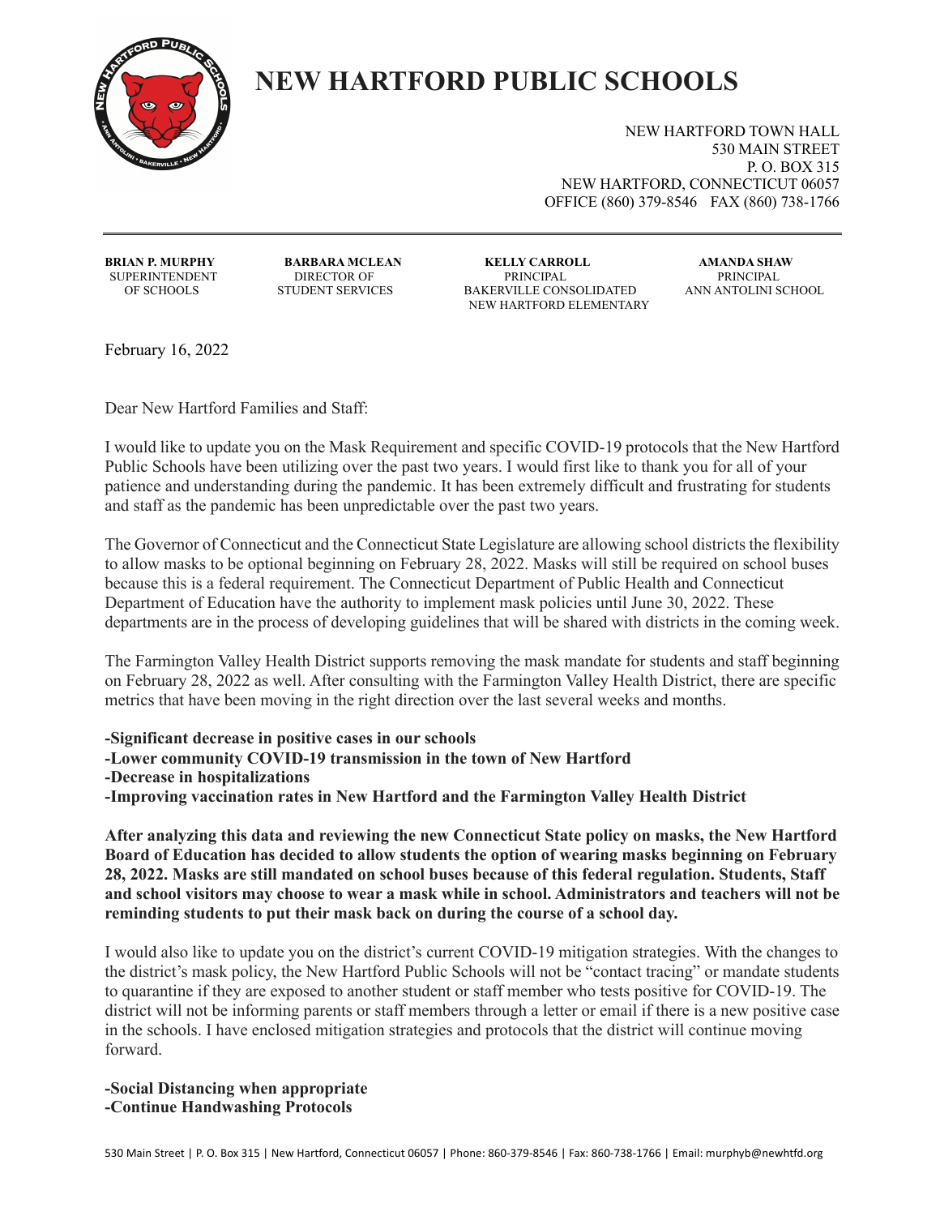# NEW HARTFORD PUBLIC SCHOOLS

NEW HARTFORD TOWN HALL
530 MAIN STREET
P. O. BOX 315
NEW HARTFORD, CONNECTICUT 06057
OFFICE (860) 379-8546 FAX (860) 738-1766

| **BRIAN P. MURPHY** | **BARBARA MCLEAN** | **KELLY CARROLL** | **AMANDA SHAW** |
|---|---|---|---|
| SUPERINTENDENT OF SCHOOLS | DIRECTOR OF STUDENT SERVICES | PRINCIPAL BAKERVILLE CONSOLIDATED NEW HARTFORD ELEMENTARY | PRINCIPAL ANN ANTOLINI SCHOOL |

February 16, 2022

Dear New Hartford Families and Staff:

I would like to update you on the Mask Requirement and specific COVID-19 protocols that the New Hartford Public Schools have been utilizing over the past two years. I would first like to thank you for all of your patience and understanding during the pandemic. It has been extremely difficult and frustrating for students and staff as the pandemic has been unpredictable over the past two years.

The Governor of Connecticut and the Connecticut State Legislature are allowing school districts the flexibility to allow masks to be optional beginning on February 28, 2022. Masks will still be required on school buses because this is a federal requirement. The Connecticut Department of Public Health and Connecticut Department of Education have the authority to implement mask policies until June 30, 2022. These departments are in the process of developing guidelines that will be shared with districts in the coming week.

The Farmington Valley Health District supports removing the mask mandate for students and staff beginning on February 28, 2022 as well. After consulting with the Farmington Valley Health District, there are specific metrics that have been moving in the right direction over the last several weeks and months.

**-Significant decrease in positive cases in our schools**
**-Lower community COVID-19 transmission in the town of New Hartford**
**-Decrease in hospitalizations**
**-Improving vaccination rates in New Hartford and the Farmington Valley Health District**

**After analyzing this data and reviewing the new Connecticut State policy on masks, the New Hartford Board of Education has decided to allow students the option of wearing masks beginning on February 28, 2022. Masks are still mandated on school buses because of this federal regulation. Students, Staff and school visitors may choose to wear a mask while in school. Administrators and teachers will not be reminding students to put their mask back on during the course of a school day.**

I would also like to update you on the district's current COVID-19 mitigation strategies. With the changes to the district's mask policy, the New Hartford Public Schools will not be "contact tracing" or mandate students to quarantine if they are exposed to another student or staff member who tests positive for COVID-19. The district will not be informing parents or staff members through a letter or email if there is a new positive case in the schools. I have enclosed mitigation strategies and protocols that the district will continue moving forward.

**-Social Distancing when appropriate**
**-Continue Handwashing Protocols**

530 Main Street | P. O. Box 315 | New Hartford, Connecticut 06057 | Phone: 860-379-8546 | Fax: 860-738-1766 | Email: murphyb@newhtfd.org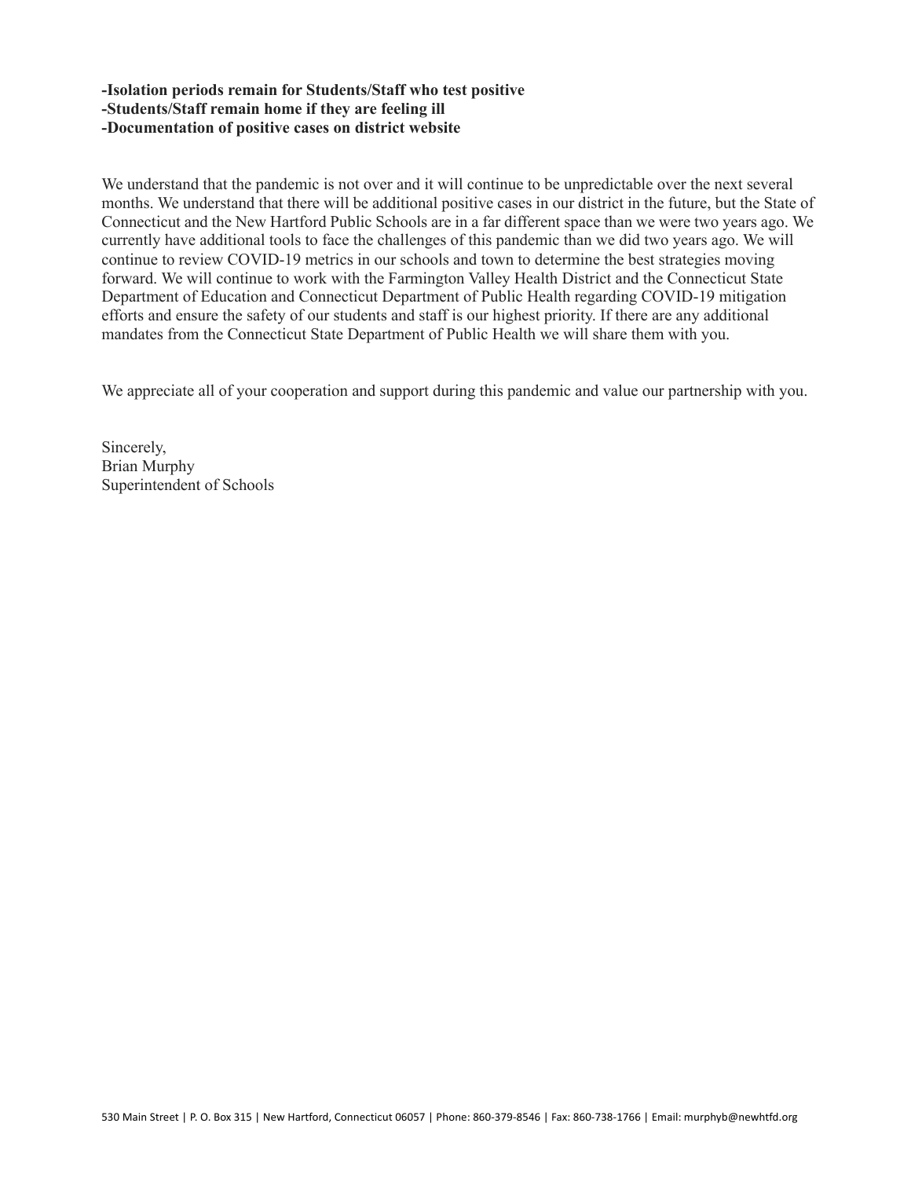**-Isolation periods remain for Students/Staff who test positive**
**-Students/Staff remain home if they are feeling ill**
**-Documentation of positive cases on district website**

We understand that the pandemic is not over and it will continue to be unpredictable over the next several months. We understand that there will be additional positive cases in our district in the future, but the State of Connecticut and the New Hartford Public Schools are in a far different space than we were two years ago. We currently have additional tools to face the challenges of this pandemic than we did two years ago. We will continue to review COVID-19 metrics in our schools and town to determine the best strategies moving forward. We will continue to work with the Farmington Valley Health District and the Connecticut State Department of Education and Connecticut Department of Public Health regarding COVID-19 mitigation efforts and ensure the safety of our students and staff is our highest priority. If there are any additional mandates from the Connecticut State Department of Public Health we will share them with you.

We appreciate all of your cooperation and support during this pandemic and value our partnership with you.

Sincerely,
Brian Murphy
Superintendent of Schools